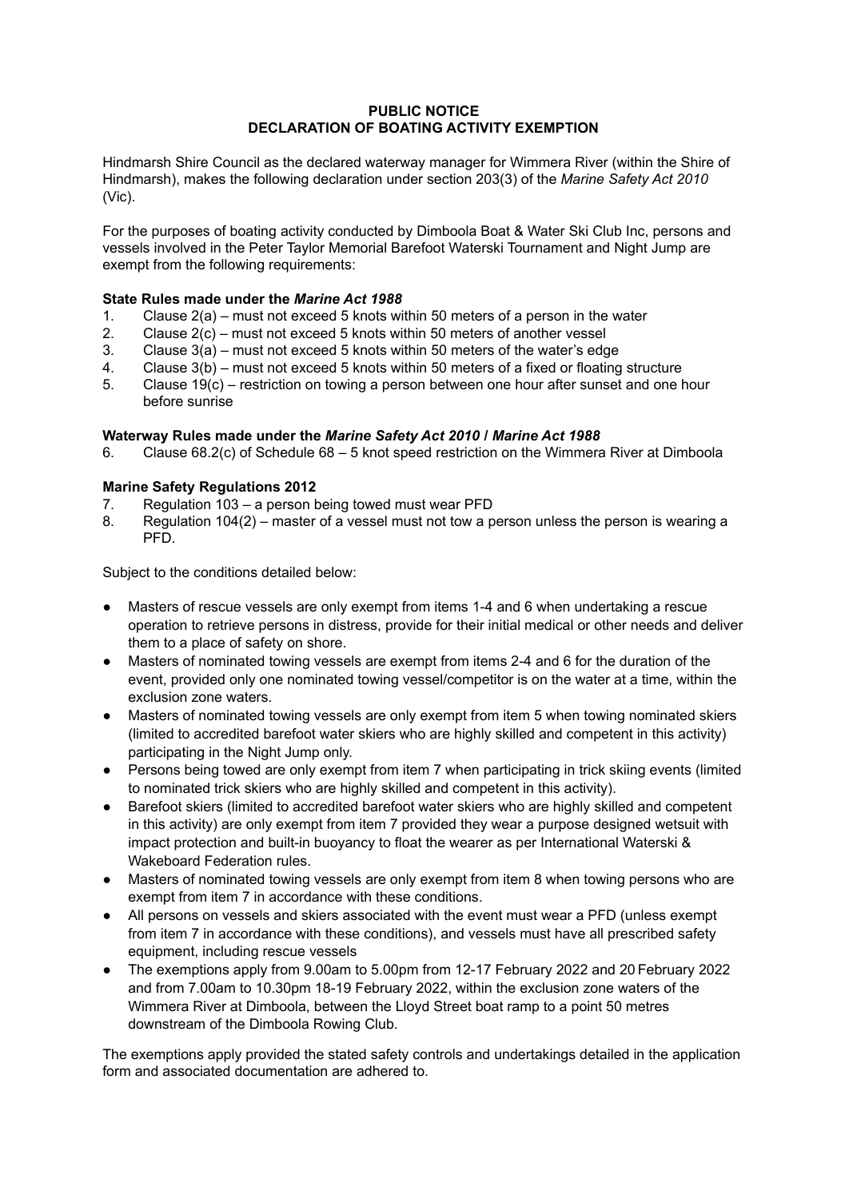**PUBLIC NOTICE**
**DECLARATION OF BOATING ACTIVITY EXEMPTION**

Hindmarsh Shire Council as the declared waterway manager for Wimmera River (within the Shire of Hindmarsh), makes the following declaration under section 203(3) of the *Marine Safety Act 2010* (Vic).

For the purposes of boating activity conducted by Dimboola Boat & Water Ski Club Inc, persons and vessels involved in the Peter Taylor Memorial Barefoot Waterski Tournament and Night Jump are exempt from the following requirements:

**State Rules made under the *Marine Act 1988***

1. Clause 2(a) – must not exceed 5 knots within 50 meters of a person in the water
2. Clause 2(c) – must not exceed 5 knots within 50 meters of another vessel
3. Clause 3(a) – must not exceed 5 knots within 50 meters of the water's edge
4. Clause 3(b) – must not exceed 5 knots within 50 meters of a fixed or floating structure
5. Clause 19(c) – restriction on towing a person between one hour after sunset and one hour before sunrise

**Waterway Rules made under the *Marine Safety Act 2010* / *Marine Act 1988***

6. Clause 68.2(c) of Schedule 68 – 5 knot speed restriction on the Wimmera River at Dimboola

**Marine Safety Regulations 2012**

7. Regulation 103 – a person being towed must wear PFD
8. Regulation 104(2) – master of a vessel must not tow a person unless the person is wearing a PFD.

Subject to the conditions detailed below:

- Masters of rescue vessels are only exempt from items 1-4 and 6 when undertaking a rescue operation to retrieve persons in distress, provide for their initial medical or other needs and deliver them to a place of safety on shore.
- Masters of nominated towing vessels are exempt from items 2-4 and 6 for the duration of the event, provided only one nominated towing vessel/competitor is on the water at a time, within the exclusion zone waters.
- Masters of nominated towing vessels are only exempt from item 5 when towing nominated skiers (limited to accredited barefoot water skiers who are highly skilled and competent in this activity) participating in the Night Jump only.
- Persons being towed are only exempt from item 7 when participating in trick skiing events (limited to nominated trick skiers who are highly skilled and competent in this activity).
- Barefoot skiers (limited to accredited barefoot water skiers who are highly skilled and competent in this activity) are only exempt from item 7 provided they wear a purpose designed wetsuit with impact protection and built-in buoyancy to float the wearer as per International Waterski & Wakeboard Federation rules.
- Masters of nominated towing vessels are only exempt from item 8 when towing persons who are exempt from item 7 in accordance with these conditions.
- All persons on vessels and skiers associated with the event must wear a PFD (unless exempt from item 7 in accordance with these conditions), and vessels must have all prescribed safety equipment, including rescue vessels
- The exemptions apply from 9.00am to 5.00pm from 12-17 February 2022 and 20 February 2022 and from 7.00am to 10.30pm 18-19 February 2022, within the exclusion zone waters of the Wimmera River at Dimboola, between the Lloyd Street boat ramp to a point 50 metres downstream of the Dimboola Rowing Club.

The exemptions apply provided the stated safety controls and undertakings detailed in the application form and associated documentation are adhered to.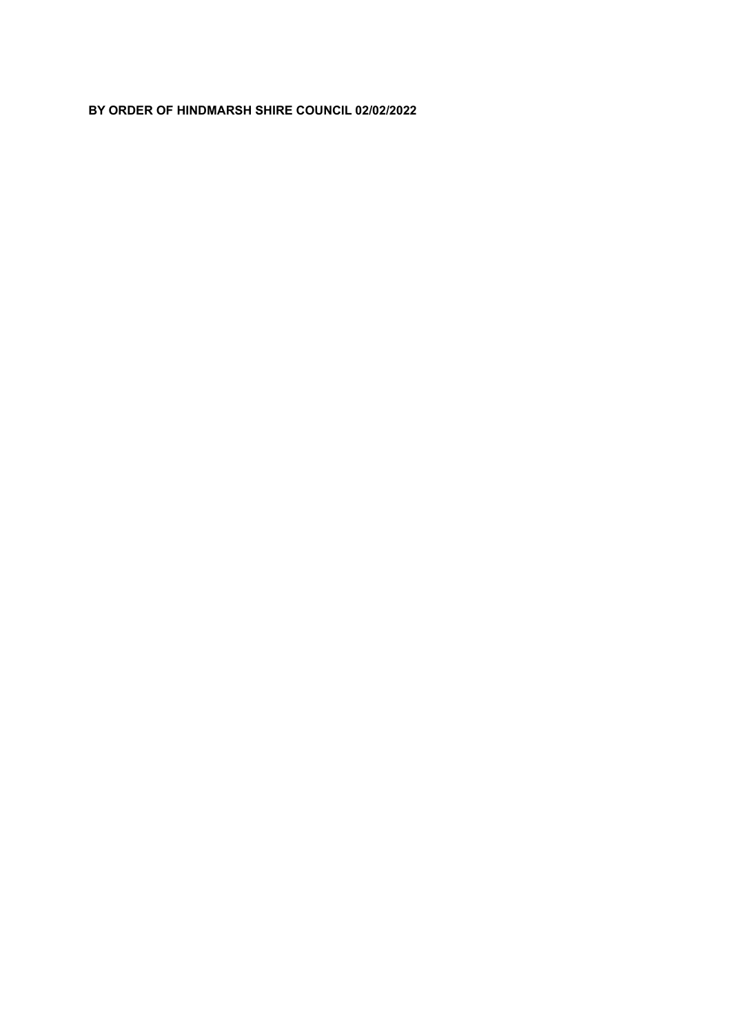**BY ORDER OF HINDMARSH SHIRE COUNCIL 02/02/2022**